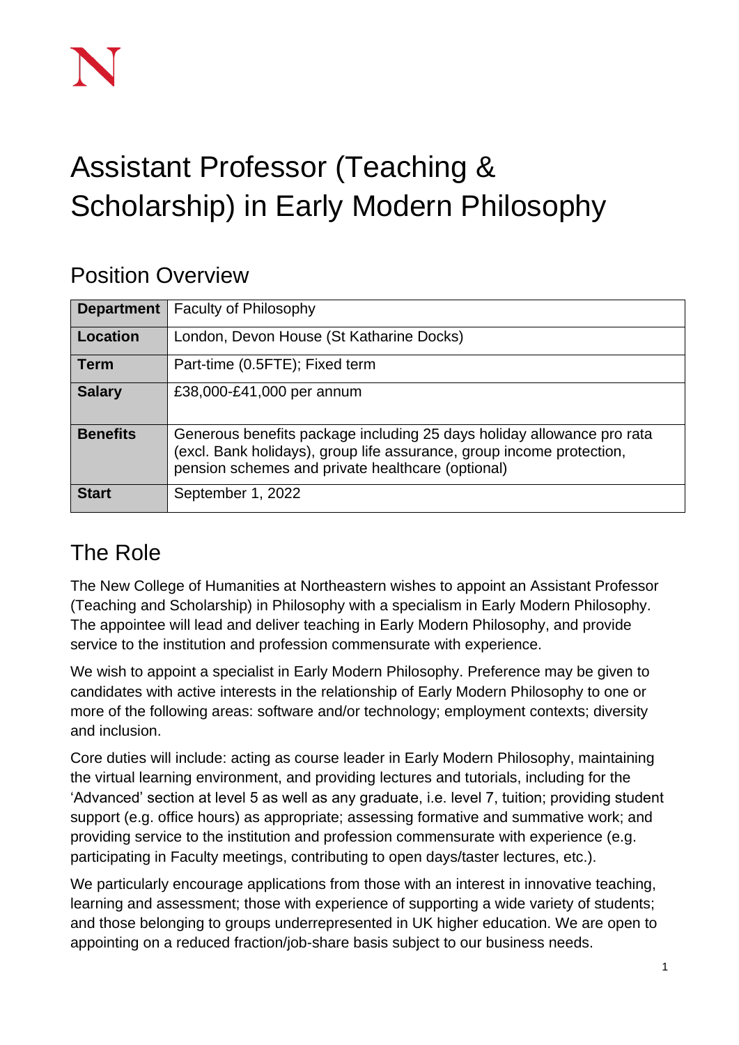# Assistant Professor (Teaching & Scholarship) in Early Modern Philosophy

## Position Overview

| | |
|---|---|
| **Department** | Faculty of Philosophy |
| **Location** | London, Devon House (St Katharine Docks) |
| **Term** | Part-time (0.5FTE); Fixed term |
| **Salary** | £38,000-£41,000 per annum |
| **Benefits** | Generous benefits package including 25 days holiday allowance pro rata (excl. Bank holidays), group life assurance, group income protection, pension schemes and private healthcare (optional) |
| **Start** | September 1, 2022 |

## The Role

The New College of Humanities at Northeastern wishes to appoint an Assistant Professor (Teaching and Scholarship) in Philosophy with a specialism in Early Modern Philosophy. The appointee will lead and deliver teaching in Early Modern Philosophy, and provide service to the institution and profession commensurate with experience.

We wish to appoint a specialist in Early Modern Philosophy. Preference may be given to candidates with active interests in the relationship of Early Modern Philosophy to one or more of the following areas: software and/or technology; employment contexts; diversity and inclusion.

Core duties will include: acting as course leader in Early Modern Philosophy, maintaining the virtual learning environment, and providing lectures and tutorials, including for the 'Advanced' section at level 5 as well as any graduate, i.e. level 7, tuition; providing student support (e.g. office hours) as appropriate; assessing formative and summative work; and providing service to the institution and profession commensurate with experience (e.g. participating in Faculty meetings, contributing to open days/taster lectures, etc.).

We particularly encourage applications from those with an interest in innovative teaching, learning and assessment; those with experience of supporting a wide variety of students; and those belonging to groups underrepresented in UK higher education. We are open to appointing on a reduced fraction/job-share basis subject to our business needs.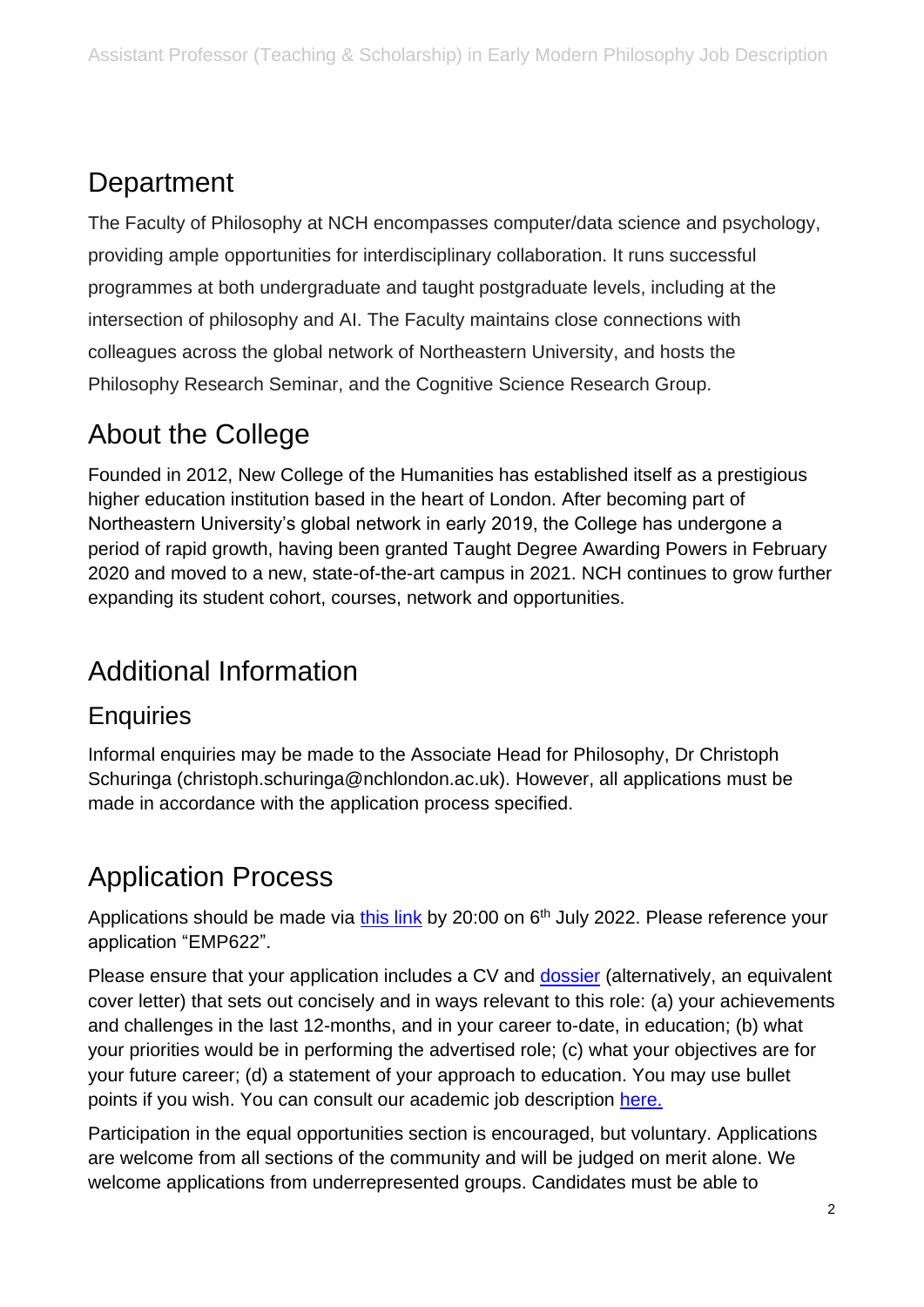## Department

The Faculty of Philosophy at NCH encompasses computer/data science and psychology, providing ample opportunities for interdisciplinary collaboration. It runs successful programmes at both undergraduate and taught postgraduate levels, including at the intersection of philosophy and AI. The Faculty maintains close connections with colleagues across the global network of Northeastern University, and hosts the Philosophy Research Seminar, and the Cognitive Science Research Group.

## About the College

Founded in 2012, New College of the Humanities has established itself as a prestigious higher education institution based in the heart of London. After becoming part of Northeastern University's global network in early 2019, the College has undergone a period of rapid growth, having been granted Taught Degree Awarding Powers in February 2020 and moved to a new, state-of-the-art campus in 2021. NCH continues to grow further expanding its student cohort, courses, network and opportunities.

## Additional Information

### Enquiries

Informal enquiries may be made to the Associate Head for Philosophy, Dr Christoph Schuringa (christoph.schuringa@nchlondon.ac.uk). However, all applications must be made in accordance with the application process specified.

## Application Process

Applications should be made via this link by 20:00 on 6th July 2022. Please reference your application "EMP622".

Please ensure that your application includes a CV and dossier (alternatively, an equivalent cover letter) that sets out concisely and in ways relevant to this role: (a) your achievements and challenges in the last 12-months, and in your career to-date, in education; (b) what your priorities would be in performing the advertised role; (c) what your objectives are for your future career; (d) a statement of your approach to education. You may use bullet points if you wish. You can consult our academic job description here.

Participation in the equal opportunities section is encouraged, but voluntary. Applications are welcome from all sections of the community and will be judged on merit alone. We welcome applications from underrepresented groups. Candidates must be able to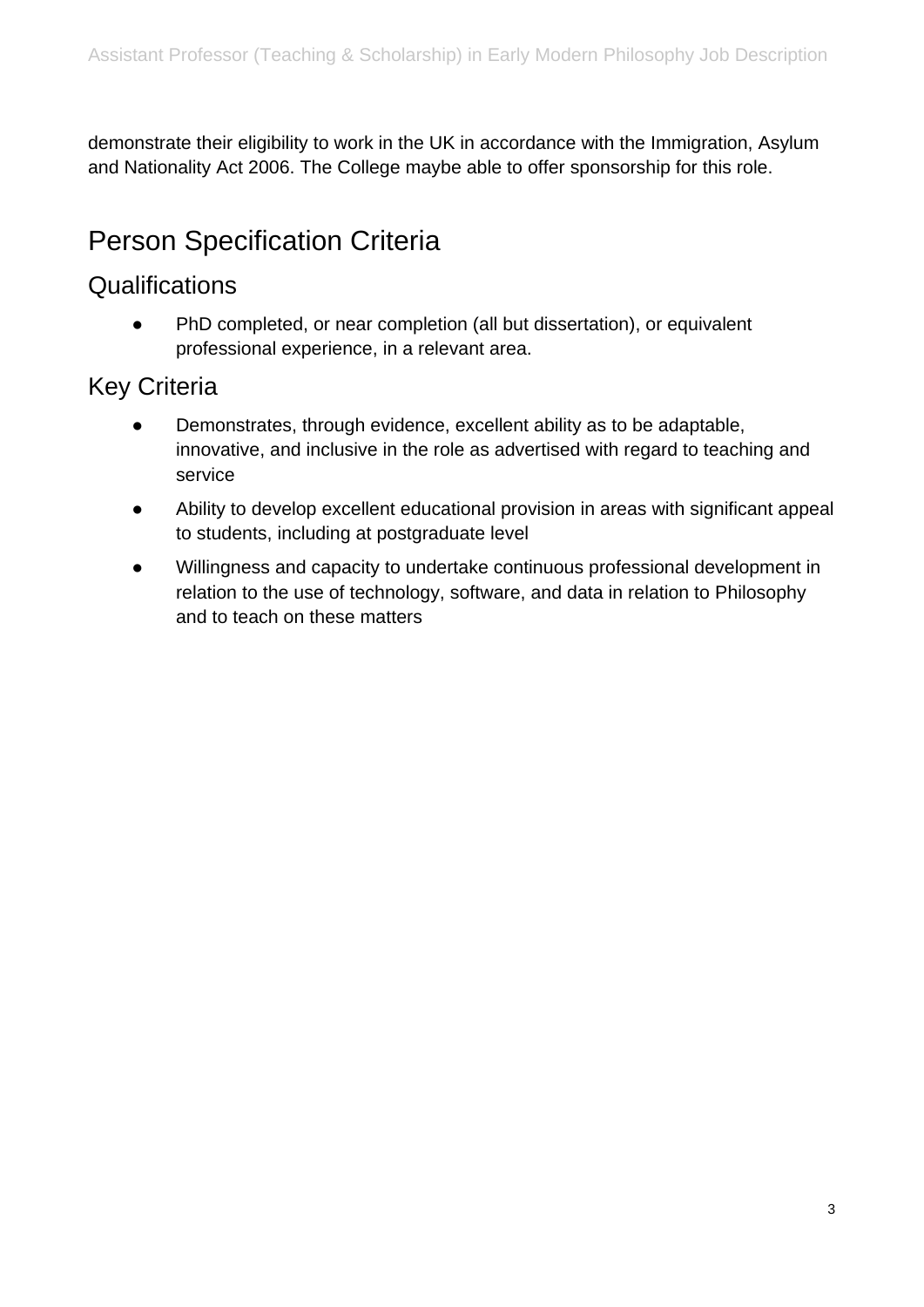demonstrate their eligibility to work in the UK in accordance with the Immigration, Asylum and Nationality Act 2006. The College maybe able to offer sponsorship for this role.

# Person Specification Criteria

## Qualifications

- PhD completed, or near completion (all but dissertation), or equivalent professional experience, in a relevant area.

## Key Criteria

- Demonstrates, through evidence, excellent ability as to be adaptable, innovative, and inclusive in the role as advertised with regard to teaching and service
- Ability to develop excellent educational provision in areas with significant appeal to students, including at postgraduate level
- Willingness and capacity to undertake continuous professional development in relation to the use of technology, software, and data in relation to Philosophy and to teach on these matters